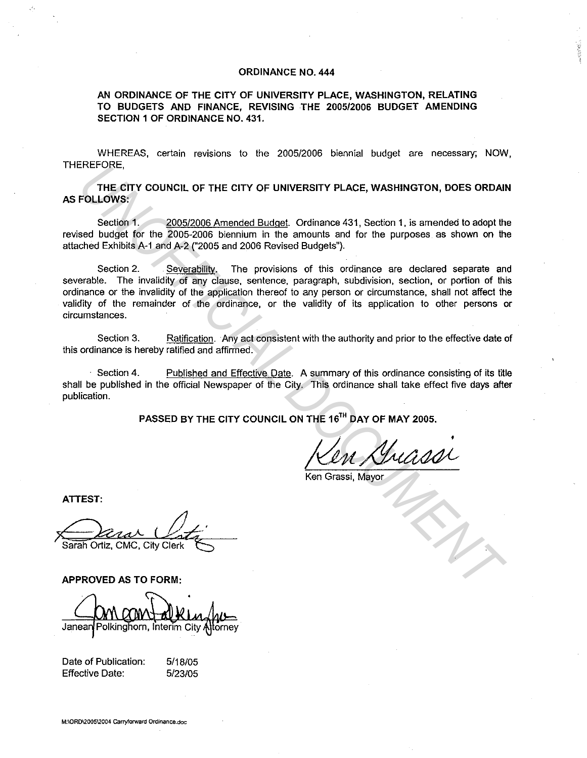# ORDINANCE NO. 444

**AN ORDINANCE OF THE CITY OF UNIVERSITY PLACE, WASHINGTON, RELATING TO BUDGETS AND FINANCE, REVISING THE 2005/2006 BUDGET AMENDING SECTION 1 OF ORDINANCE NO. 431.**

WHEREAS, certain revisions to the 2005/2006 biennial budget are necessary; NOW, THEREFORE,

**THE CITY COUNCIL OF THE CITY OF UNIVERSITY PLACE, WASHINGTON, DOES ORDAIN AS FOLLOWS:**

Section 1. 2005/2006 Amended Budget. Ordinance 431, Section 1, is amended to adopt the revised budget for the 2005-2006 biennium in the amounts and for the purposes as shown on the attached Exhibits A-1 and A-2 ("2005 and 2006 Revised Budgets").

Section 2. Severability. The provisions of this ordinance are declared separate and severable. The invalidity of any clause, sentence, paragraph, subdivision, section, or portion of this ordinance or the invalidity of the application thereof to any person or circumstance, shall not affect the validity of the remainder of the ordinance, or the validity of its application to other persons or circumstances.

Section 3. Ratification. Any act consistent with the authority and prior to the effective date of this ordinance is hereby ratified and affirmed.

Section 4. Published and Effective Date. A summary of this ordinance consisting of its title shall be published in the official Newspaper of the City. This ordinance shall take effect five days after publication.

**PASSED BY THE CITY COUNCIL ON THE 16TH DAY OF MAY 2005.**

Ken Grassi, Mayor

**ATTEST:**

Sarah Ortiz, CMC, City Clerk

**APPROVED AS TO FORM:**

Janean Polkinghorn, Interim City Attorney

Date of Publication: 5/18/05
Effective Date: 5/23/05

M:\ORD\2005\2004 Carryforward Ordinance.doc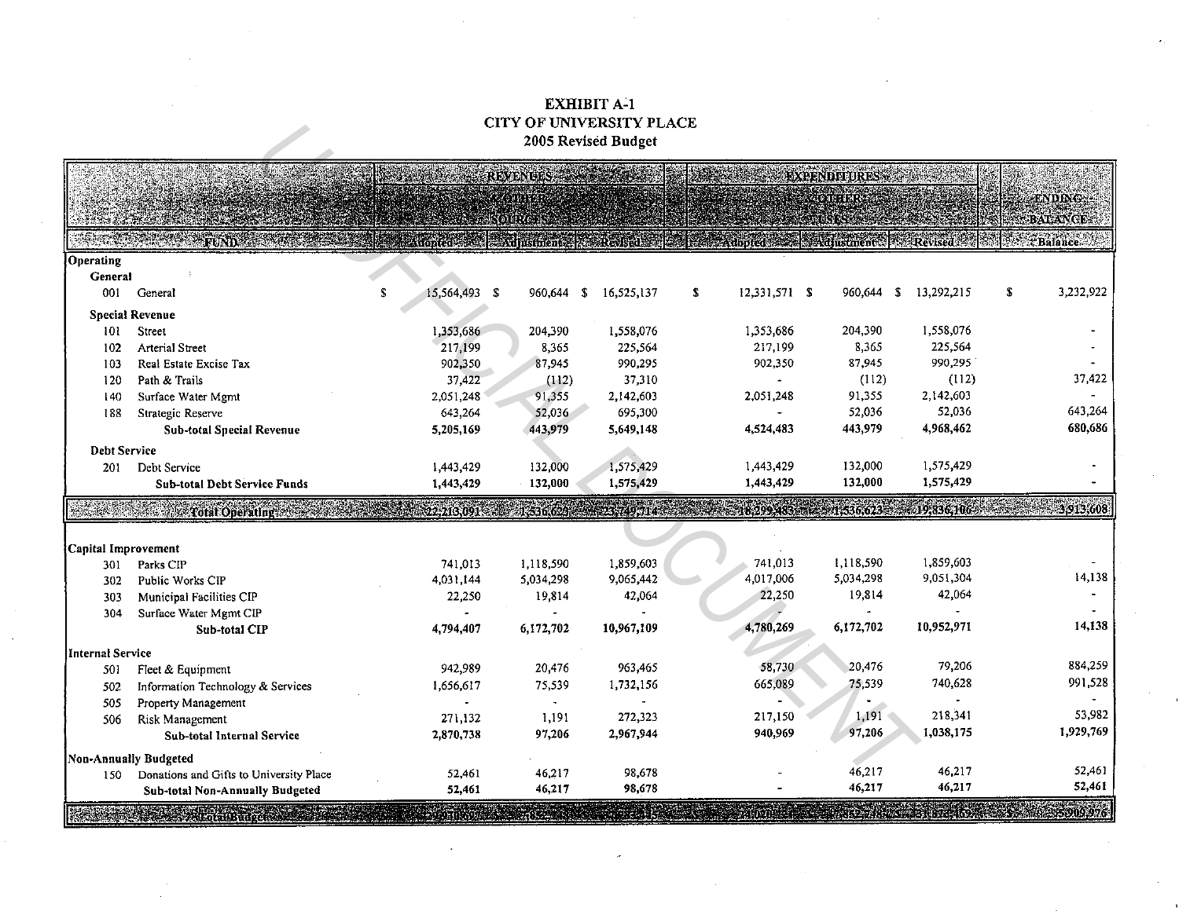# EXHIBIT A-1
## CITY OF UNIVERSITY PLACE
### 2005 Revised Budget

| | | REVENUES & OTHER SOURCES | | | EXPENDITURES & OTHER USES | | | ENDING BALANCE |
|---|---|---|---|---|---|---|---|---|
| | FUND | Adopted | Adjustment | Revised | Adopted | Adjustment | Revised | Balance |
| **Operating** | | | | | | | | |
| **General** | | | | | | | | |
| 001 | General | $ 15,564,493 | $ 960,644 | $ 16,525,137 | $ 12,331,571 | $ 960,644 | $ 13,292,215 | $ 3,232,922 |
| **Special Revenue** | | | | | | | | |
| 101 | Street | 1,353,686 | 204,390 | 1,558,076 | 1,353,686 | 204,390 | 1,558,076 | - |
| 102 | Arterial Street | 217,199 | 8,365 | 225,564 | 217,199 | 8,365 | 225,564 | - |
| 103 | Real Estate Excise Tax | 902,350 | 87,945 | 990,295 | 902,350 | 87,945 | 990,295 | - |
| 120 | Path & Trails | 37,422 | (112) | 37,310 | - | (112) | (112) | 37,422 |
| 140 | Surface Water Mgmt | 2,051,248 | 91,355 | 2,142,603 | 2,051,248 | 91,355 | 2,142,603 | - |
| 188 | Strategic Reserve | 643,264 | 52,036 | 695,300 | - | 52,036 | 52,036 | 643,264 |
| | **Sub-total Special Revenue** | **5,205,169** | **443,979** | **5,649,148** | **4,524,483** | **443,979** | **4,968,462** | **680,686** |
| **Debt Service** | | | | | | | | |
| 201 | Debt Service | 1,443,429 | 132,000 | 1,575,429 | 1,443,429 | 132,000 | 1,575,429 | - |
| | **Sub-total Debt Service Funds** | **1,443,429** | **132,000** | **1,575,429** | **1,443,429** | **132,000** | **1,575,429** | - |
| | **Total Operating** | **22,213,091** | **1,536,623** | **23,749,714** | **18,299,483** | **1,536,623** | **19,836,106** | **3,913,608** |
| **Capital Improvement** | | | | | | | | |
| 301 | Parks CIP | 741,013 | 1,118,590 | 1,859,603 | 741,013 | 1,118,590 | 1,859,603 | - |
| 302 | Public Works CIP | 4,031,144 | 5,034,298 | 9,065,442 | 4,017,006 | 5,034,298 | 9,051,304 | 14,138 |
| 303 | Municipal Facilities CIP | 22,250 | 19,814 | 42,064 | 22,250 | 19,814 | 42,064 | - |
| 304 | Surface Water Mgmt CIP | - | - | - | - | - | - | - |
| | **Sub-total CIP** | **4,794,407** | **6,172,702** | **10,967,109** | **4,780,269** | **6,172,702** | **10,952,971** | **14,138** |
| **Internal Service** | | | | | | | | |
| 501 | Fleet & Equipment | 942,989 | 20,476 | 963,465 | 58,730 | 20,476 | 79,206 | 884,259 |
| 502 | Information Technology & Services | 1,656,617 | 75,539 | 1,732,156 | 665,089 | 75,539 | 740,628 | 991,528 |
| 505 | Property Management | - | - | - | - | - | - | - |
| 506 | Risk Management | 271,132 | 1,191 | 272,323 | 217,150 | 1,191 | 218,341 | 53,982 |
| | **Sub-total Internal Service** | **2,870,738** | **97,206** | **2,967,944** | **940,969** | **97,206** | **1,038,175** | **1,929,769** |
| **Non-Annually Budgeted** | | | | | | | | |
| 150 | Donations and Gifts to University Place | 52,461 | 46,217 | 98,678 | - | 46,217 | 46,217 | 52,461 |
| | **Sub-total Non-Annually Budgeted** | **52,461** | **46,217** | **98,678** | - | **46,217** | **46,217** | **52,461** |
| | **Total Budget** | **29,930,697** | **7,852,748** | **37,783,445** | **24,020,721** | **7,852,748** | **31,873,469** | **5,909,976** |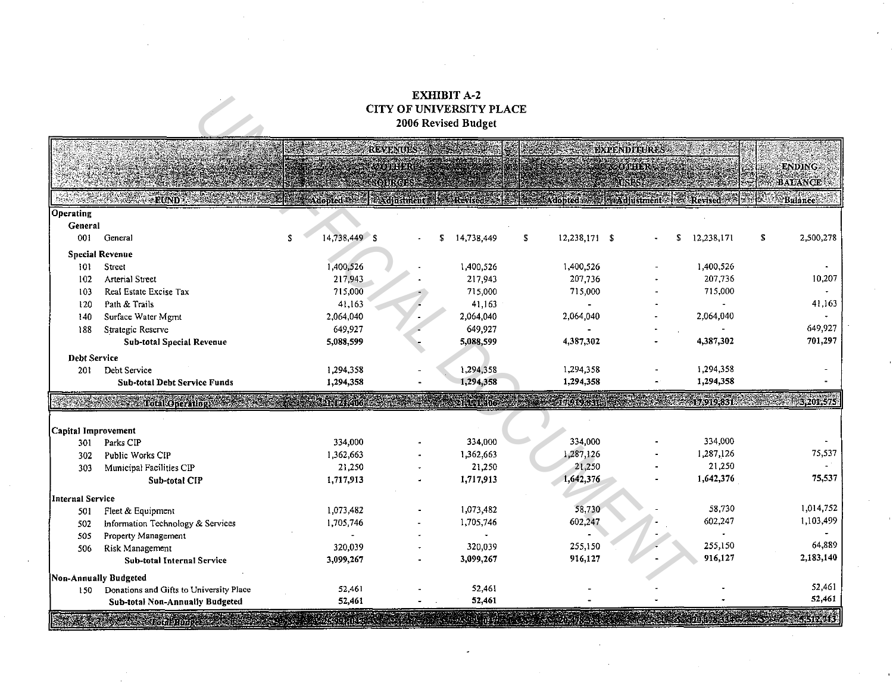# EXHIBIT A-2
## CITY OF UNIVERSITY PLACE
### 2006 Revised Budget

| | REVENUES & OTHER SOURCES | | | EXPENDITURES & OTHER USES | | | ENDING BALANCE |
|---|---|---|---|---|---|---|---|
| **FUND** | **Adopted** | **Adjustment** | **Revised** | **Adopted** | **Adjustment** | **Revised** | **Balance** |
| **Operating** | | | | | | | |
| **General** | | | | | | | |
| 001 General | $ 14,738,449 | $ - | $ 14,738,449 | $ 12,238,171 | $ - | $ 12,238,171 | $ 2,500,278 |
| **Special Revenue** | | | | | | | |
| 101 Street | 1,400,526 | - | 1,400,526 | 1,400,526 | - | 1,400,526 | - |
| 102 Arterial Street | 217,943 | - | 217,943 | 207,736 | - | 207,736 | 10,207 |
| 103 Real Estate Excise Tax | 715,000 | - | 715,000 | 715,000 | - | 715,000 | - |
| 120 Path & Trails | 41,163 | - | 41,163 | - | - | - | 41,163 |
| 140 Surface Water Mgmt | 2,064,040 | - | 2,064,040 | 2,064,040 | - | 2,064,040 | - |
| 188 Strategic Reserve | 649,927 | - | 649,927 | - | - | - | 649,927 |
| **Sub-total Special Revenue** | **5,088,599** | **-** | **5,088,599** | **4,387,302** | **-** | **4,387,302** | **701,297** |
| **Debt Service** | | | | | | | |
| 201 Debt Service | 1,294,358 | - | 1,294,358 | 1,294,358 | - | 1,294,358 | - |
| **Sub-total Debt Service Funds** | **1,294,358** | **-** | **1,294,358** | **1,294,358** | **-** | **1,294,358** | **-** |
| **Total Operating** | **21,121,406** | | **21,121,406** | **17,919,831** | | **17,919,831** | **3,201,575** |
| **Capital Improvement** | | | | | | | |
| 301 Parks CIP | 334,000 | - | 334,000 | 334,000 | - | 334,000 | - |
| 302 Public Works CIP | 1,362,663 | - | 1,362,663 | 1,287,126 | - | 1,287,126 | 75,537 |
| 303 Municipal Facilities CIP | 21,250 | - | 21,250 | 21,250 | - | 21,250 | - |
| **Sub-total CIP** | **1,717,913** | **-** | **1,717,913** | **1,642,376** | **-** | **1,642,376** | **75,537** |
| **Internal Service** | | | | | | | |
| 501 Fleet & Equipment | 1,073,482 | - | 1,073,482 | 58,730 | - | 58,730 | 1,014,752 |
| 502 Information Technology & Services | 1,705,746 | - | 1,705,746 | 602,247 | - | 602,247 | 1,103,499 |
| 505 Property Management | - | - | - | - | - | - | - |
| 506 Risk Management | 320,039 | - | 320,039 | 255,150 | - | 255,150 | 64,889 |
| **Sub-total Internal Service** | **3,099,267** | **-** | **3,099,267** | **916,127** | **-** | **916,127** | **2,183,140** |
| **Non-Annually Budgeted** | | | | | | | |
| 150 Donations and Gifts to University Place | 52,461 | - | 52,461 | - | - | - | 52,461 |
| **Sub-total Non-Annually Budgeted** | **52,461** | **-** | **52,461** | **-** | **-** | **-** | **52,461** |
| **Total Budget** | **$ 25,991,047** | **$ -** | **$ 25,991,047** | **$ 20,478,334** | **$ -** | **$ 20,478,334** | **$ 5,512,713** |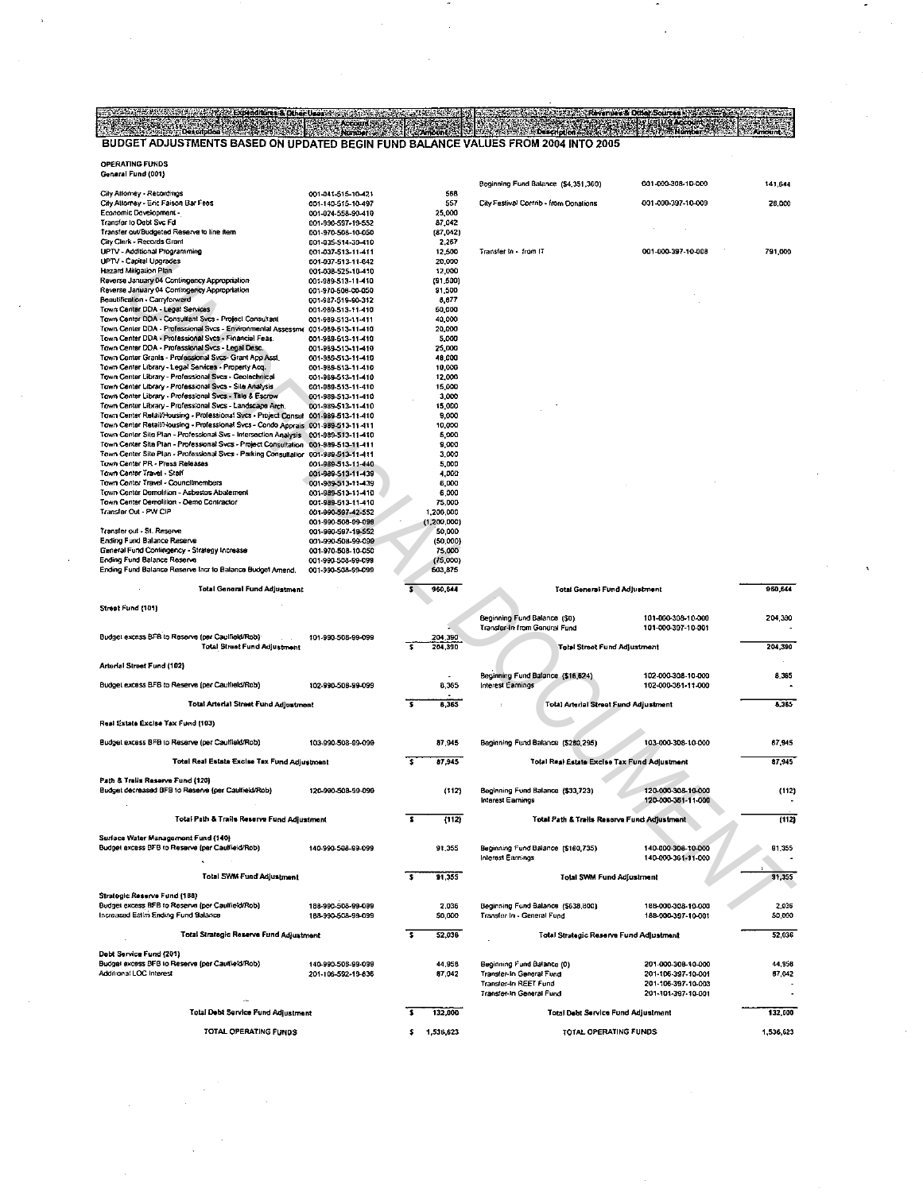# BUDGET ADJUSTMENTS BASED ON UPDATED BEGIN FUND BALANCE VALUES FROM 2004 INTO 2005

## OPERATING FUNDS

### General Fund (001)

| Expenditures & Other Uses Description | Account Number | Amount | Revenues & Other Sources Description | Account Number | Amount |
|---|---|---|---|---|---|
| | | | Beginning Fund Balance ($4,351,360) | 001-000-308-10-000 | 141,644 |
| City Attorney - Recordings | 001-041-515-10-421 | 568 | | | |
| City Attorney - Eric Faison Bar Fees | 001-140-515-10-497 | 557 | City Festival Contrib - from Donations | 001-000-397-10-009 | 28,000 |
| Economic Development - | 001-024-558-90-410 | 25,000 | | | |
| Transfer to Debt Svc Fd | 001-990-597-19-552 | 87,042 | | | |
| Transfer out/Budgeted Reserve to line item | 001-970-508-10-050 | (87,042) | | | |
| City Clerk - Records Grant | 001-035-514-30-410 | 2,267 | | | |
| UPTV - Additional Programming | 001-037-513-11-411 | 12,500 | Transfer In - from IT | 001-000-397-10-008 | 791,000 |
| UPTV - Capital Upgrades | 001-037-513-11-642 | 20,000 | | | |
| Hazard Mitigation Plan | 001-038-525-10-410 | 12,000 | | | |
| Reverse January 04 Contingency Appropriation | 001-989-513-11-410 | (91,500) | | | |
| Reverse January 04 Contingency Appropriation | 001-970-508-00-050 | 91,500 | | | |
| Beautification - Carryforward | 001-987-519-90-312 | 8,877 | | | |
| Town Center DDA - Legal Services | 001-989-513-11-410 | 50,000 | | | |
| Town Center DDA - Consultant Svcs - Project Consultant | 001-989-513-11-411 | 40,000 | | | |
| Town Center DDA - Professional Svcs - Environmental Assessme | 001-989-513-11-410 | 20,000 | | | |
| Town Center DDA - Professional Svcs - Financial Feas. | 001-989-513-11-410 | 5,000 | | | |
| Town Center DDA - Professional Svcs - Legal Desc. | 001-989-513-11-410 | 25,000 | | | |
| Town Center Grants - Professional Svcs- Grant App Asst. | 001-989-513-11-410 | 48,000 | | | |
| Town Center Library - Legal Services - Property Acq. | 001-989-513-11-410 | 10,000 | | | |
| Town Center Library - Professional Svcs - Geotechnical | 001-989-513-11-410 | 12,000 | | | |
| Town Center Library - Professional Svcs - Site Analysis | 001-989-513-11-410 | 15,000 | | | |
| Town Center Library - Professional Svcs - Title & Escrow | 001-989-513-11-410 | 3,000 | | | |
| Town Center Library - Professional Svcs - Landscape Arch. | 001-989-513-11-410 | 15,000 | | | |
| Town Center Retail/Housing - Professional Svcs - Project Consul | 001-989-513-11-410 | 9,000 | | | |
| Town Center Retail/Housing - Professional Svcs - Condo Apprais | 001-989-513-11-411 | 10,000 | | | |
| Town Center Site Plan - Professional Svs - Intersection Analysis | 001-989-513-11-410 | 5,000 | | | |
| Town Center Site Plan - Professional Svcs - Project Consultation | 001-989-513-11-411 | 9,000 | | | |
| Town Center Site Plan - Professional Svcs - Parking Consultatior | 001-989-513-11-411 | 3,000 | | | |
| Town Center PR - Press Releases | 001-989-513-11-440 | 5,000 | | | |
| Town Center Travel - Staff | 001-989-513-11-439 | 4,000 | | | |
| Town Center Travel - Councilmembers | 001-989-513-11-439 | 6,000 | | | |
| Town Center Demolition - Asbestos Abatement | 001-989-513-11-410 | 6,000 | | | |
| Town Center Demolition - Demo Contractor | 001-989-513-11-410 | 75,000 | | | |
| Transfer Out - PW CIP | 001-990-597-42-552 | 1,200,000 | | | |
| | 001-990-508-99-099 | (1,200,000) | | | |
| Transfer out - St. Reserve | 001-990-597-19-552 | 50,000 | | | |
| Ending Fund Balance Reserve | 001-990-508-99-099 | (50,000) | | | |
| General Fund Contingency - Strategy Increase | 001-970-508-10-050 | 75,000 | | | |
| Ending Fund Balance Reserve | 001-990-508-99-099 | (75,000) | | | |
| Ending Fund Balance Reserve Incr to Balance Budget Amend. | 001-990-508-99-099 | 603,875 | | | |
| **Total General Fund Adjustment** | | $ 960,644 | **Total General Fund Adjustment** | | 960,644 |

### Street Fund (101)

| Expenditures & Other Uses Description | Account Number | Amount | Revenues & Other Sources Description | Account Number | Amount |
|---|---|---|---|---|---|
| | | | Beginning Fund Balance ($0) | 101-000-308-10-000 | 204,390 |
| | | - | Transfer-In from General Fund | 101-000-397-10-001 | - |
| Budget excess BFB to Reserve (per Caulfield/Rob) | 101-990-508-99-099 | 204,390 | | | |
| **Total Street Fund Adjustment** | | $ 204,390 | **Total Street Fund Adjustment** | | 204,390 |

### Arterial Street Fund (102)

| Expenditures & Other Uses Description | Account Number | Amount | Revenues & Other Sources Description | Account Number | Amount |
|---|---|---|---|---|---|
| | | - | Beginning Fund Balance ($16,824) | 102-000-308-10-000 | 8,365 |
| Budget excess BFB to Reserve (per Caulfield/Rob) | 102-990-508-99-099 | 8,365 | Interest Earnings | 102-000-361-11-000 | - |
| | | - | | | |
| **Total Arterial Street Fund Adjustment** | | $ 8,365 | **Total Arterial Street Fund Adjustment** | | 8,365 |

### Real Estate Excise Tax Fund (103)

| Expenditures & Other Uses Description | Account Number | Amount | Revenues & Other Sources Description | Account Number | Amount |
|---|---|---|---|---|---|
| Budget excess BFB to Reserve (per Caulfield/Rob) | 103-990-508-99-099 | 87,945 | Beginning Fund Balance ($280,295) | 103-000-308-10-000 | 87,945 |
| **Total Real Estate Excise Tax Fund Adjustment** | | $ 87,945 | **Total Real Estate Excise Tax Fund Adjustment** | | 87,945 |

### Path & Trails Reserve Fund (120)

| Expenditures & Other Uses Description | Account Number | Amount | Revenues & Other Sources Description | Account Number | Amount |
|---|---|---|---|---|---|
| Budget decreased BFB to Reserve (per Caulfield/Rob) | 120-990-508-99-099 | (112) | Beginning Fund Balance ($33,723) | 120-000-308-10-000 | (112) |
| | | | Interest Earnings | 120-000-361-11-000 | - |
| **Total Path & Trails Reserve Fund Adjustment** | | $ (112) | **Total Path & Trails Reserve Fund Adjustment** | | (112) |

### Surface Water Management Fund (140)

| Expenditures & Other Uses Description | Account Number | Amount | Revenues & Other Sources Description | Account Number | Amount |
|---|---|---|---|---|---|
| Budget excess BFB to Reserve (per Caulfield/Rob) | 140-990-508-99-099 | 91,355 | Beginning Fund Balance ($160,735) | 140-000-308-10-000 | 91,355 |
| | | | Interest Earnings | 140-000-361-11-000 | - |
| **Total SWM Fund Adjustment** | | $ 91,355 | **Total SWM Fund Adjustment** | | 91,355 |

### Strategic Reserve Fund (188)

| Expenditures & Other Uses Description | Account Number | Amount | Revenues & Other Sources Description | Account Number | Amount |
|---|---|---|---|---|---|
| Budget excess BFB to Reserve (per Caulfield/Rob) | 188-990-508-99-099 | 2,036 | Beginning Fund Balance ($638,800) | 188-000-308-10-000 | 2,036 |
| Increased Estim Ending Fund Balance | 188-990-508-99-099 | 50,000 | Transfer In - General Fund | 188-000-397-10-001 | 50,000 |
| **Total Strategic Reserve Fund Adjustment** | | $ 52,036 | **Total Strategic Reserve Fund Adjustment** | | 52,036 |

### Debt Service Fund (201)

| Expenditures & Other Uses Description | Account Number | Amount | Revenues & Other Sources Description | Account Number | Amount |
|---|---|---|---|---|---|
| Budget excess BFB to Reserve (per Caulfield/Rob) | 140-990-508-99-099 | 44,958 | Beginning Fund Balance (0) | 201-000-308-10-000 | 44,958 |
| Additional LOC Interest | 201-106-592-19-836 | 87,042 | Transfer-In General Fund | 201-106-397-10-001 | 87,042 |
| | | | Transfer-In REET Fund | 201-106-397-10-003 | - |
| | | | Transfer-In General Fund | 201-101-397-10-001 | - |
| **Total Debt Service Fund Adjustment** | | $ 132,000 | **Total Debt Service Fund Adjustment** | | 132,000 |
| **TOTAL OPERATING FUNDS** | | $ 1,536,623 | **TOTAL OPERATING FUNDS** | | 1,536,623 |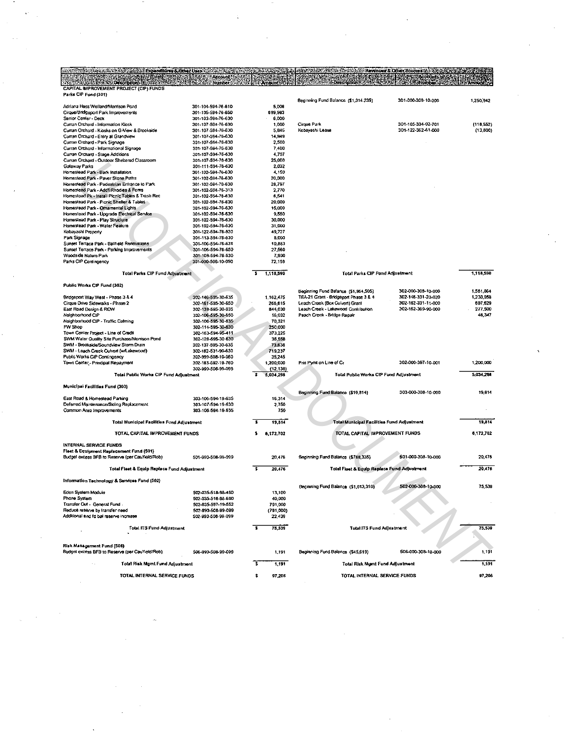| Expenditures & Other Uses | | | Revenues & Other Sources | | |
|---|---|---|---|---|---|
| Description | Account Number | Amount | Description | Account Number | Amount |
| **CAPITAL IMPROVEMENT PROJECT (CIP) FUNDS** | | | | | |
| **Parks CIP Fund (301)** | | | | | |
| | | | Beginning Fund Balance ($1,314,235) | 301-000-308-10-000 | 1,250,942 |
| Adriana Hess Wetland/Morrison Pond | 301-104-594-76-610 | 5,008 | | | |
| Cirque/Bridgeport Park Improvements | 301-105-594-76-650 | 699,983 | | | |
| Senior Center - Deck | 301-103-594-76-630 | 6,000 | | | |
| Curran Orchard - Information Kiosk | 301-107-594-76-630 | 1,000 | Cirque Park | 301-105-334-02-701 | (118,552) |
| Curran Orchard - Kiosks on G-View & Brookside | 301-107-594-76-630 | 5,845 | Kobayashi Lease | 301-122-362-61-000 | (13,800) |
| Curran Orchard - Entry at Grandview | 301-107-594-76-630 | 14,949 | | | |
| Curran Orchard - Park Signage | 301-107-594-76-630 | 2,500 | | | |
| Curran Orchard - Informational Signage | 301-107-594-76-630 | 7,400 | | | |
| Curran Orchard - Stage Additions | 301-107-594-76-630 | 4,797 | | | |
| Curran Orchard - Outdoor Sheltered Classroom | 301-107-594-76-630 | 25,000 | | | |
| Gateway Parks | 301-111-594-76-630 | 2,032 | | | |
| Homestead Park - Bark Installation | 301-102-594-76-630 | 4,150 | | | |
| Homestead Park - Paver Stone Paths | 301-102-594-76-630 | 20,000 | | | |
| Homestead Park - Pedestrian Entrance to Park | 301-102-594-76-630 | 26,797 | | | |
| Homestead Park - Add'l Rhodies & Ferns | 301-102-594-76-313 | 2,770 | | | |
| Homestead Pk - Install Picnic Tables & Trash Rec | 301-102-594-76-630 | 6,541 | | | |
| Homestead Park - Picnic Shelter & Tables | 301-102-594-76-630 | 20,000 | | | |
| Homestead Park - Ornamental Lights | 301-102-594-76-630 | 15,000 | | | |
| Homestead Park - Upgrade Electrical Service | 301-102-594-76-630 | 9,550 | | | |
| Homestead Park - Play Structure | 301-102-594-76-630 | 30,000 | | | |
| Homestead Park - Water Feature | 301-102-594-76-630 | 31,000 | | | |
| Kobayashi Property | 301-122-594-76-630 | 49,727 | | | |
| Park Signage | 301-113-594-76-630 | 8,000 | | | |
| Sunset Terrace Park - Ballfield Renovations | 301-106-594-76-631 | 10,883 | | | |
| Sunset Terrace Park - Parking Improvements | 301-106-594-76-650 | 27,560 | | | |
| Woodside Nature Park | 301-108-594-76-630 | 7,900 | | | |
| Parks CIP Contingency | 301-000-508-10-050 | 72,198 | | | |
| **Total Parks CIP Fund Adjustment** | | $ 1,118,590 | **Total Parks CIP Fund Adjustment** | | 1,118,590 |
| **Public Works CIP Fund (302)** | | | | | |
| | | | Beginning Fund Balance ($1,964,505) | 302-000-308-10-000 | 1,581,864 |
| Bridgeport Way West - Phase 3 & 4 | 302-146-595-30-635 | 1,162,475 | TEA-21 Grant - Bridgeport Phase 3 & 4 | 302-146-331-20-020 | 1,230,958 |
| Cirque Drive Sidewalks - Phase 2 | 302-161-595-30-650 | 266,615 | Leach Creek (Box Culvert) Grant | 302-162-331-11-000 | 697,629 |
| East Road Design & ROW | 302-139-595-30-635 | 844,030 | Leach Creek - Lakewood Contribution | 302-162-369-90-000 | 277,500 |
| Neighborhood CIP | 302-106-595-30-650 | 16,032 | Peach Creek - Bridge Repair | | 46,347 |
| Neighborhood CIP - Traffic Calming | 302-106-595-30-635 | 70,321 | | | |
| PW Shop | 302-114-595-30-630 | 250,000 | | | |
| Town Center Project - Line of Credit | 302-163-594-95-411 | 373,225 | | | |
| SWM Water Quality Site Purchase/Morrison Pond | 302-128-595-30-630 | 35,558 | | | |
| SWM - Brookside/Soundview Storm Drain | 302-137-595-30-635 | 73,636 | | | |
| SWM - Leach Creek Culvert (w/Lakewood) | 302-162-531-90-630 | 719,237 | | | |
| Public Works CIP Contingency | 302-999-508-10-050 | 25,245 | | | |
| Town Center - Principal Repayment | 302-163-592-19-760 | 1,200,000 | Prin Pymt on Line of Cr | 302-000-397-10-001 | 1,200,000 |
| | 302-990-508-99-099 | (12,136) | | | |
| **Total Public Works CIP Fund Adjustment** | | $ 5,034,298 | **Total Public Works CIP Fund Adjustment** | | 5,034,298 |
| **Municipal Facilities Fund (303)** | | | | | |
| | | | Beginning Fund Balance ($19,814) | 303-000-308-10-000 | 19,814 |
| East Road & Homestead Parking | 303-106-594-19-635 | 16,314 | | | |
| Deferred Maintenance/Siding Replacement | 303-107-594-19-630 | 2,750 | | | |
| Common Area Improvements | 303-106-594-19-635 | 750 | | | |
| **Total Municipal Facilities Fund Adjustment** | | $ 19,814 | **Total Municipal Facilities Fund Adjustment** | | 19,814 |
| **TOTAL CAPITAL IMPROVEMENT FUNDS** | | $ 6,172,702 | **TOTAL CAPITAL IMPROVEMENT FUNDS** | | 6,172,702 |
| **INTERNAL SERVICE FUNDS** | | | | | |
| **Fleet & Equipment Replacement Fund (501)** | | | | | |
| Budget excess BFB to Reserve (per Caulfield/Rob) | 501-990-508-99-099 | 20,476 | Beginning Fund Balance ($768,335) | 501-000-308-10-000 | 20,476 |
| **Total Fleet & Equip Replace Fund Adjustment** | | $ 20,476 | **Total Fleet & Equip Replace Fund Adjustment** | | 20,476 |
| **Information Technology & Services Fund (502)** | | | | | |
| | | | Beginning Fund Balance ($1,013,310) | 502-000-308-10-000 | 75,539 |
| Eden System Module | 502-035-518-88-480 | 13,100 | | | |
| Phone System | 502-035-518-88-680 | 40,000 | | | |
| Transfer Out - General Fund | 502-035-597-19-552 | 791,000 | | | |
| Reduce reserve by transfer need | 502-990-508-99-099 | (791,000) | | | |
| Additional end fd bal reserve increase | 502-990-508-99-059 | 22,439 | | | |
| **Total ITS Fund Adjustment** | | $ 75,539 | **Total ITS Fund Adjustment** | | 75,539 |
| **Risk Management Fund (506)** | | | | | |
| Budget excess BFB to Reserve (per Caulfield/Rob) | 506-990-508-99-099 | 1,191 | Beginning Fund Balance ($45,619) | 506-000-308-10-000 | 1,191 |
| **Total Risk Mgmt Fund Adjustment** | | $ 1,191 | **Total Risk Mgmt Fund Adjustment** | | 1,191 |
| **TOTAL INTERNAL SERVICE FUNDS** | | $ 97,206 | **TOTAL INTERNAL SERVICE FUNDS** | | 97,206 |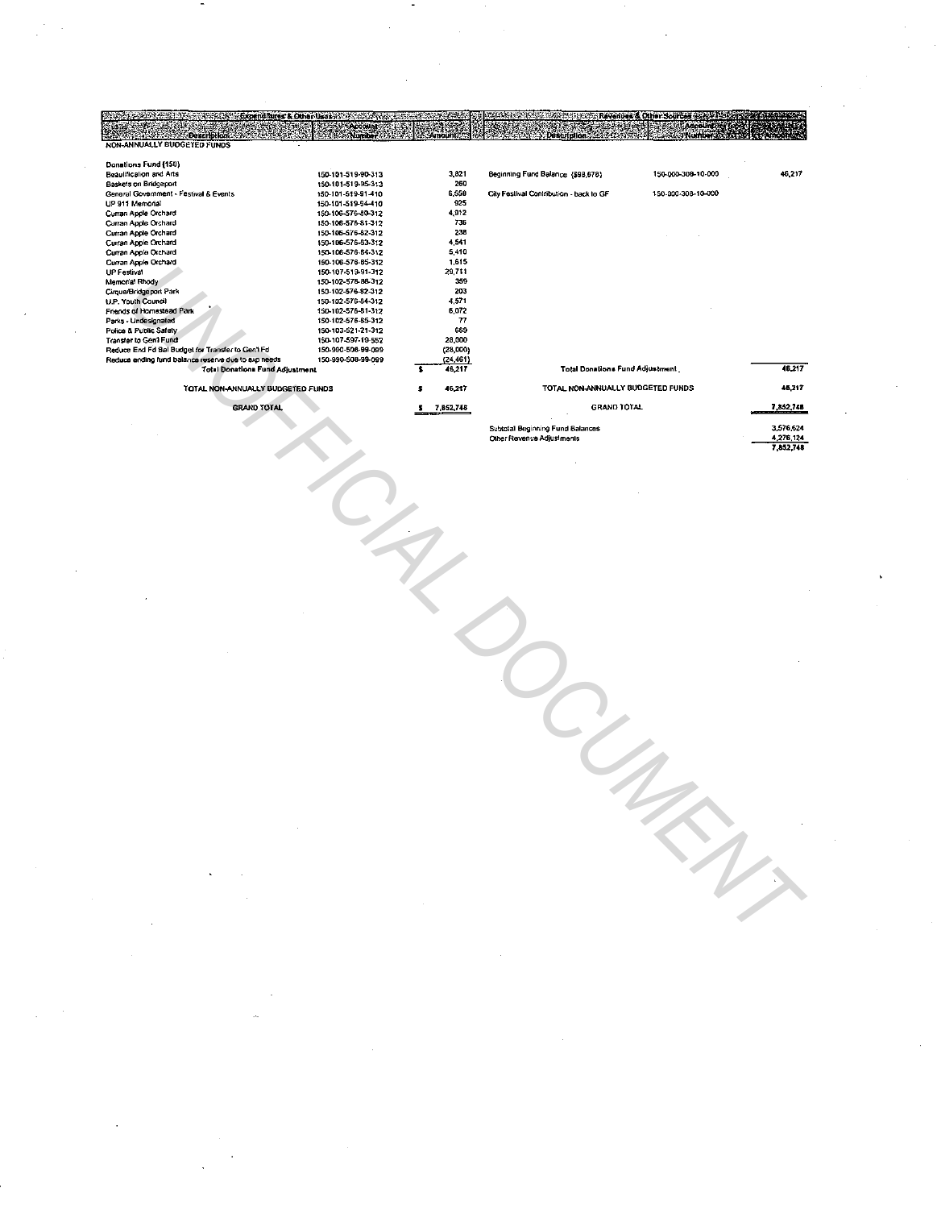| Expenditures & Other Uses | | | Revenues & Other Sources | | |
|---|---|---|---|---|---|
| Description | Account Number | Amount | Description | Account Number | Amount |
| NON-ANNUALLY BUDGETED FUNDS | | | | | |
| | | | | | |
| Donations Fund (150) | | | | | |
| Beautification and Arts | 150-101-519-90-313 | 3,821 | Beginning Fund Balance ($98,678) | 150-000-308-10-000 | 46,217 |
| Baskets on Bridgeport | 150-101-519-95-313 | 260 | | | |
| General Government - Festival & Events | 150-101-519-91-410 | 6,558 | City Festival Contribution - back to GF | 150-000-308-10-000 | |
| UP 911 Memorial | 150-101-519-94-410 | 925 | | | |
| Curran Apple Orchard | 150-106-576-80-312 | 4,812 | | | |
| Curran Apple Orchard | 150-106-576-81-312 | 736 | | | |
| Curran Apple Orchard | 150-106-576-82-312 | 238 | | | |
| Curran Apple Orchard | 150-106-576-83-312 | 4,541 | | | |
| Curran Apple Orchard | 150-106-576-84-312 | 5,410 | | | |
| Curran Apple Orchard | 150-106-576-85-312 | 1,615 | | | |
| UP Festival | 150-107-513-91-312 | 29,711 | | | |
| Memorial Rhody | 150-102-576-86-312 | 359 | | | |
| Cirque/Bridgeport Park | 150-102-576-82-312 | 203 | | | |
| U.P. Youth Council | 150-102-576-84-312 | 4,571 | | | |
| Friends of Homestead Park | 150-102-576-81-312 | 6,072 | | | |
| Parks - Undesignated | 150-102-576-85-312 | 77 | | | |
| Police & Public Safety | 150-103-521-21-312 | 669 | | | |
| Transfer to Gen'l Fund | 150-107-597-10-552 | 28,000 | | | |
| Reduce End Fd Bal Budget for Transfer to Gen'l Fd | 150-990-508-99-099 | (28,000) | | | |
| Reduce ending fund balance reserve due to exp needs | 150-990-508-99-099 | (24,461) | | | |
| Total Donations Fund Adjustment | | $ 46,217 | Total Donations Fund Adjustment | | 46,217 |
| | | | | | |
| TOTAL NON-ANNUALLY BUDGETED FUNDS | | $ 46,217 | TOTAL NON-ANNUALLY BUDGETED FUNDS | | 46,217 |
| | | | | | |
| GRAND TOTAL | | $ 7,852,748 | GRAND TOTAL | | 7,852,748 |
| | | | | | |
| | | | Subtotal Beginning Fund Balances | | 3,576,624 |
| | | | Other Revenue Adjustments | | 4,276,124 |
| | | | | | 7,852,748 |

UNOFFICIAL DOCUMENT